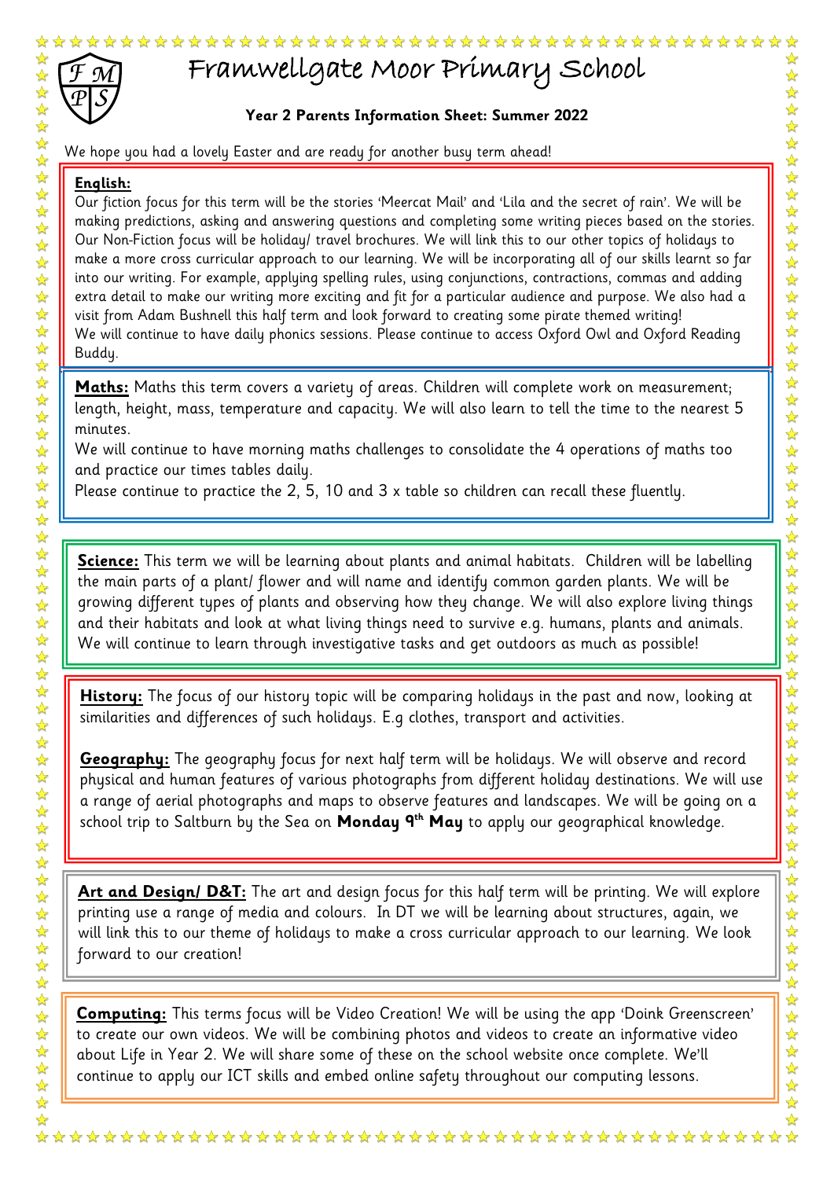# Framwellgate Moor Primary School

**Year 2 Parents Information Sheet: Summer 2022**

We hope you had a lovely Easter and are ready for another busy term ahead!

**English:**

Our fiction focus for this term will be the stories 'Meercat Mail' and 'Lila and the secret of rain'. We will be making predictions, asking and answering questions and completing some writing pieces based on the stories. Our Non-Fiction focus will be holiday/ travel brochures. We will link this to our other topics of holidays to make a more cross curricular approach to our learning. We will be incorporating all of our skills learnt so far into our writing. For example, applying spelling rules, using conjunctions, contractions, commas and adding extra detail to make our writing more exciting and fit for a particular audience and purpose. We also had a visit from Adam Bushnell this half term and look forward to creating some pirate themed writing!
We will continue to have daily phonics sessions. Please continue to access Oxford Owl and Oxford Reading Buddy.

**Maths:** Maths this term covers a variety of areas. Children will complete work on measurement; length, height, mass, temperature and capacity. We will also learn to tell the time to the nearest 5 minutes.
We will continue to have morning maths challenges to consolidate the 4 operations of maths too and practice our times tables daily.
Please continue to practice the 2, 5, 10 and 3 x table so children can recall these fluently.

**Science:** This term we will be learning about plants and animal habitats. Children will be labelling the main parts of a plant/ flower and will name and identify common garden plants. We will be growing different types of plants and observing how they change. We will also explore living things and their habitats and look at what living things need to survive e.g. humans, plants and animals. We will continue to learn through investigative tasks and get outdoors as much as possible!

**History:** The focus of our history topic will be comparing holidays in the past and now, looking at similarities and differences of such holidays. E.g clothes, transport and activities.

**Geography:** The geography focus for next half term will be holidays. We will observe and record physical and human features of various photographs from different holiday destinations. We will use a range of aerial photographs and maps to observe features and landscapes. We will be going on a school trip to Saltburn by the Sea on **Monday 9th May** to apply our geographical knowledge.

**Art and Design/ D&T:** The art and design focus for this half term will be printing. We will explore printing use a range of media and colours. In DT we will be learning about structures, again, we will link this to our theme of holidays to make a cross curricular approach to our learning. We look forward to our creation!

**Computing:** This terms focus will be Video Creation! We will be using the app 'Doink Greenscreen' to create our own videos. We will be combining photos and videos to create an informative video about Life in Year 2. We will share some of these on the school website once complete. We'll continue to apply our ICT skills and embed online safety throughout our computing lessons.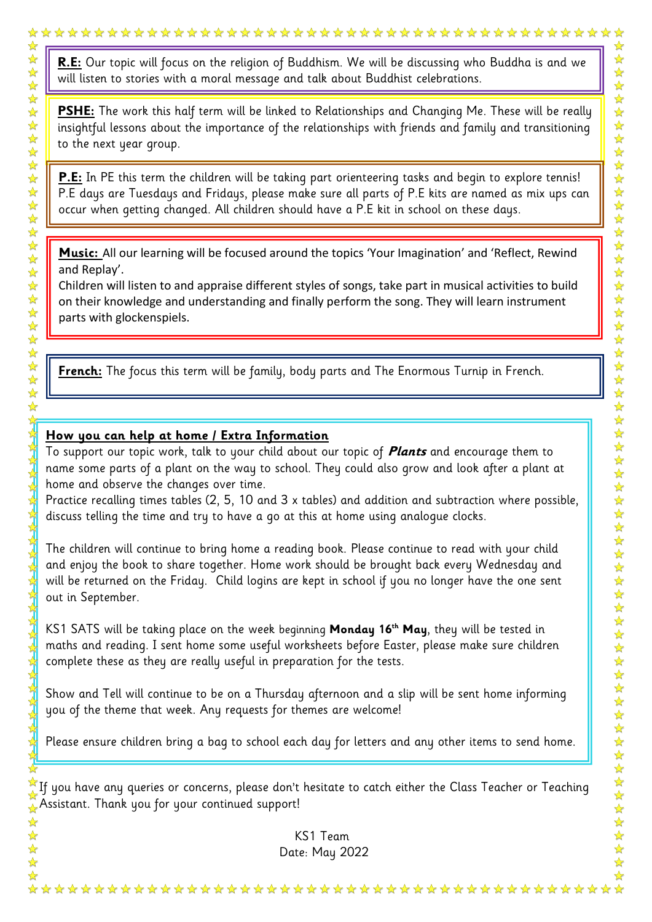**R.E:** Our topic will focus on the religion of Buddhism. We will be discussing who Buddha is and we will listen to stories with a moral message and talk about Buddhist celebrations.

**PSHE:** The work this half term will be linked to Relationships and Changing Me. These will be really insightful lessons about the importance of the relationships with friends and family and transitioning to the next year group.

**P.E:** In PE this term the children will be taking part orienteering tasks and begin to explore tennis! P.E days are Tuesdays and Fridays, please make sure all parts of P.E kits are named as mix ups can occur when getting changed. All children should have a P.E kit in school on these days.

**Music:** All our learning will be focused around the topics 'Your Imagination' and 'Reflect, Rewind and Replay'.
Children will listen to and appraise different styles of songs, take part in musical activities to build on their knowledge and understanding and finally perform the song. They will learn instrument parts with glockenspiels.

**French:** The focus this term will be family, body parts and The Enormous Turnip in French.

**How you can help at home / Extra Information**

To support our topic work, talk to your child about our topic of ***Plants*** and encourage them to name some parts of a plant on the way to school. They could also grow and look after a plant at home and observe the changes over time.
Practice recalling times tables (2, 5, 10 and 3 x tables) and addition and subtraction where possible, discuss telling the time and try to have a go at this at home using analogue clocks.

The children will continue to bring home a reading book. Please continue to read with your child and enjoy the book to share together. Home work should be brought back every Wednesday and will be returned on the Friday. Child logins are kept in school if you no longer have the one sent out in September.

KS1 SATS will be taking place on the week beginning **Monday 16th May**, they will be tested in maths and reading. I sent home some useful worksheets before Easter, please make sure children complete these as they are really useful in preparation for the tests.

Show and Tell will continue to be on a Thursday afternoon and a slip will be sent home informing you of the theme that week. Any requests for themes are welcome!

Please ensure children bring a bag to school each day for letters and any other items to send home.

If you have any queries or concerns, please don't hesitate to catch either the Class Teacher or Teaching Assistant. Thank you for your continued support!

KS1 Team
Date: May 2022